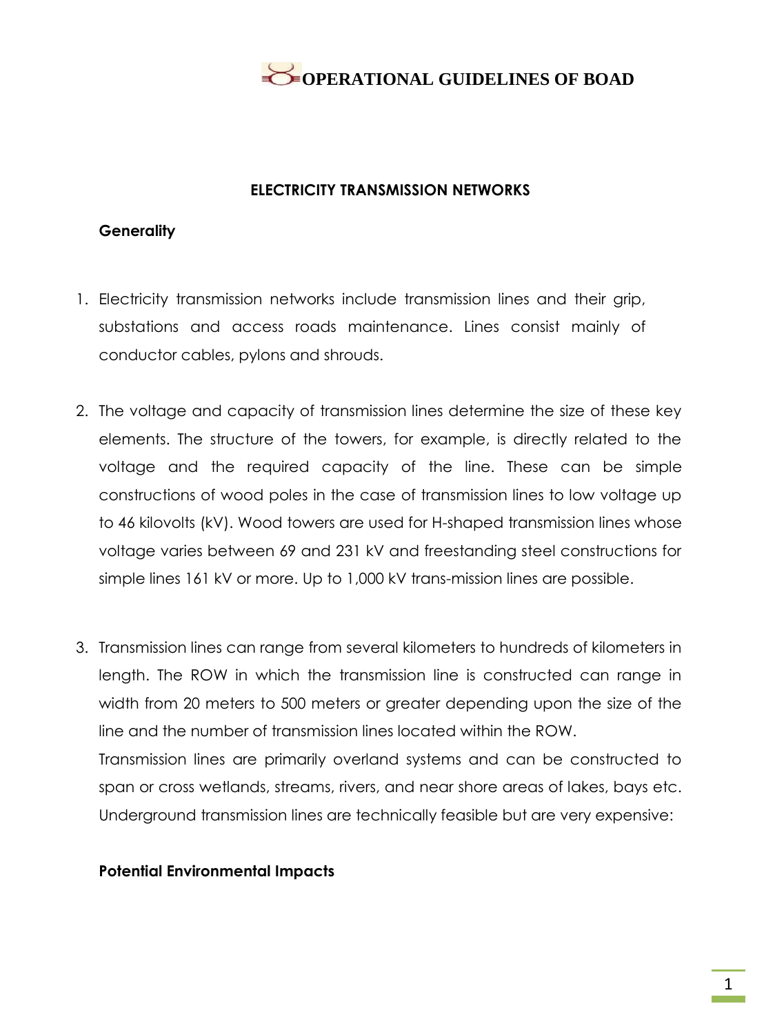# OPERATIONAL GUIDELINES OF BOAD

## ELECTRICITY TRANSMISSION NETWORKS

### Generality

1. Electricity transmission networks include transmission lines and their grip, substations and access roads maintenance. Lines consist mainly of conductor cables, pylons and shrouds.

2. The voltage and capacity of transmission lines determine the size of these key elements. The structure of the towers, for example, is directly related to the voltage and the required capacity of the line. These can be simple constructions of wood poles in the case of transmission lines to low voltage up to 46 kilovolts (kV). Wood towers are used for H-shaped transmission lines whose voltage varies between 69 and 231 kV and freestanding steel constructions for simple lines 161 kV or more. Up to 1,000 kV trans-mission lines are possible.

3. Transmission lines can range from several kilometers to hundreds of kilometers in length. The ROW in which the transmission line is constructed can range in width from 20 meters to 500 meters or greater depending upon the size of the line and the number of transmission lines located within the ROW.
   Transmission lines are primarily overland systems and can be constructed to span or cross wetlands, streams, rivers, and near shore areas of lakes, bays etc. Underground transmission lines are technically feasible but are very expensive:

### Potential Environmental Impacts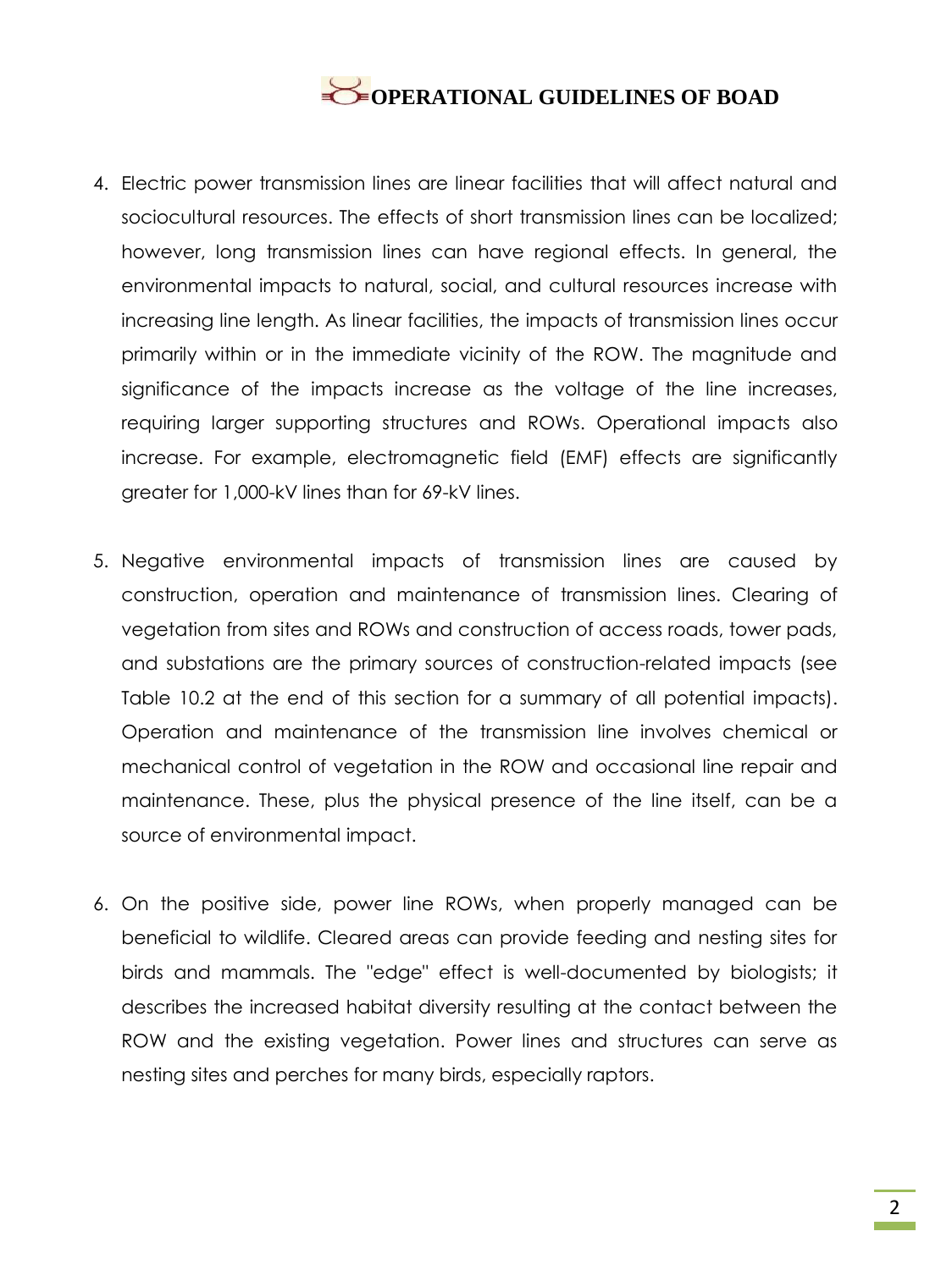4. Electric power transmission lines are linear facilities that will affect natural and sociocultural resources. The effects of short transmission lines can be localized; however, long transmission lines can have regional effects. In general, the environmental impacts to natural, social, and cultural resources increase with increasing line length. As linear facilities, the impacts of transmission lines occur primarily within or in the immediate vicinity of the ROW. The magnitude and significance of the impacts increase as the voltage of the line increases, requiring larger supporting structures and ROWs. Operational impacts also increase. For example, electromagnetic field (EMF) effects are significantly greater for 1,000-kV lines than for 69-kV lines.

5. Negative environmental impacts of transmission lines are caused by construction, operation and maintenance of transmission lines. Clearing of vegetation from sites and ROWs and construction of access roads, tower pads, and substations are the primary sources of construction-related impacts (see Table 10.2 at the end of this section for a summary of all potential impacts). Operation and maintenance of the transmission line involves chemical or mechanical control of vegetation in the ROW and occasional line repair and maintenance. These, plus the physical presence of the line itself, can be a source of environmental impact.

6. On the positive side, power line ROWs, when properly managed can be beneficial to wildlife. Cleared areas can provide feeding and nesting sites for birds and mammals. The "edge" effect is well-documented by biologists; it describes the increased habitat diversity resulting at the contact between the ROW and the existing vegetation. Power lines and structures can serve as nesting sites and perches for many birds, especially raptors.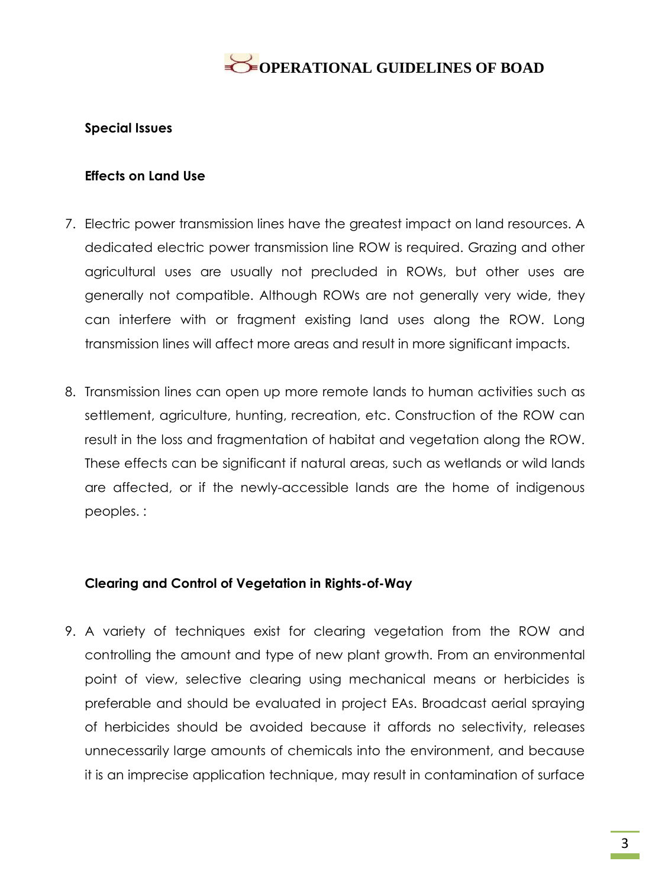**Special Issues**

**Effects on Land Use**

7. Electric power transmission lines have the greatest impact on land resources. A dedicated electric power transmission line ROW is required. Grazing and other agricultural uses are usually not precluded in ROWs, but other uses are generally not compatible. Although ROWs are not generally very wide, they can interfere with or fragment existing land uses along the ROW. Long transmission lines will affect more areas and result in more significant impacts.

8. Transmission lines can open up more remote lands to human activities such as settlement, agriculture, hunting, recreation, etc. Construction of the ROW can result in the loss and fragmentation of habitat and vegetation along the ROW. These effects can be significant if natural areas, such as wetlands or wild lands are affected, or if the newly-accessible lands are the home of indigenous peoples. :

**Clearing and Control of Vegetation in Rights-of-Way**

9. A variety of techniques exist for clearing vegetation from the ROW and controlling the amount and type of new plant growth. From an environmental point of view, selective clearing using mechanical means or herbicides is preferable and should be evaluated in project EAs. Broadcast aerial spraying of herbicides should be avoided because it affords no selectivity, releases unnecessarily large amounts of chemicals into the environment, and because it is an imprecise application technique, may result in contamination of surface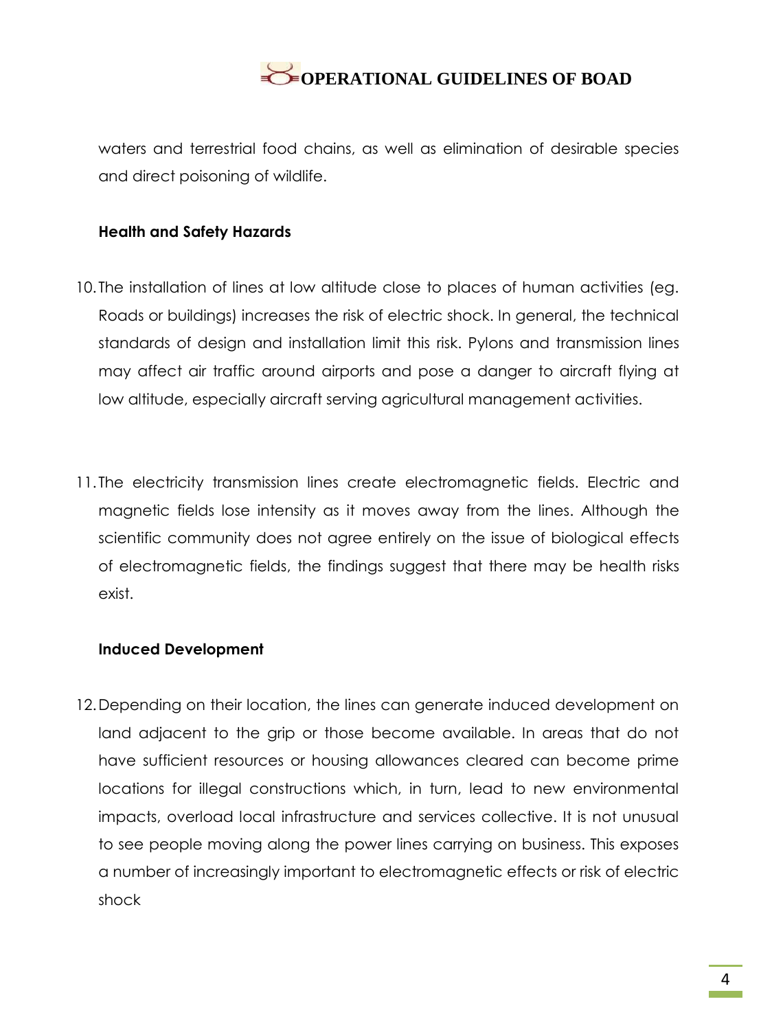waters and terrestrial food chains, as well as elimination of desirable species and direct poisoning of wildlife.

**Health and Safety Hazards**

10. The installation of lines at low altitude close to places of human activities (eg. Roads or buildings) increases the risk of electric shock. In general, the technical standards of design and installation limit this risk. Pylons and transmission lines may affect air traffic around airports and pose a danger to aircraft flying at low altitude, especially aircraft serving agricultural management activities.

11. The electricity transmission lines create electromagnetic fields. Electric and magnetic fields lose intensity as it moves away from the lines. Although the scientific community does not agree entirely on the issue of biological effects of electromagnetic fields, the findings suggest that there may be health risks exist.

**Induced Development**

12. Depending on their location, the lines can generate induced development on land adjacent to the grip or those become available. In areas that do not have sufficient resources or housing allowances cleared can become prime locations for illegal constructions which, in turn, lead to new environmental impacts, overload local infrastructure and services collective. It is not unusual to see people moving along the power lines carrying on business. This exposes a number of increasingly important to electromagnetic effects or risk of electric shock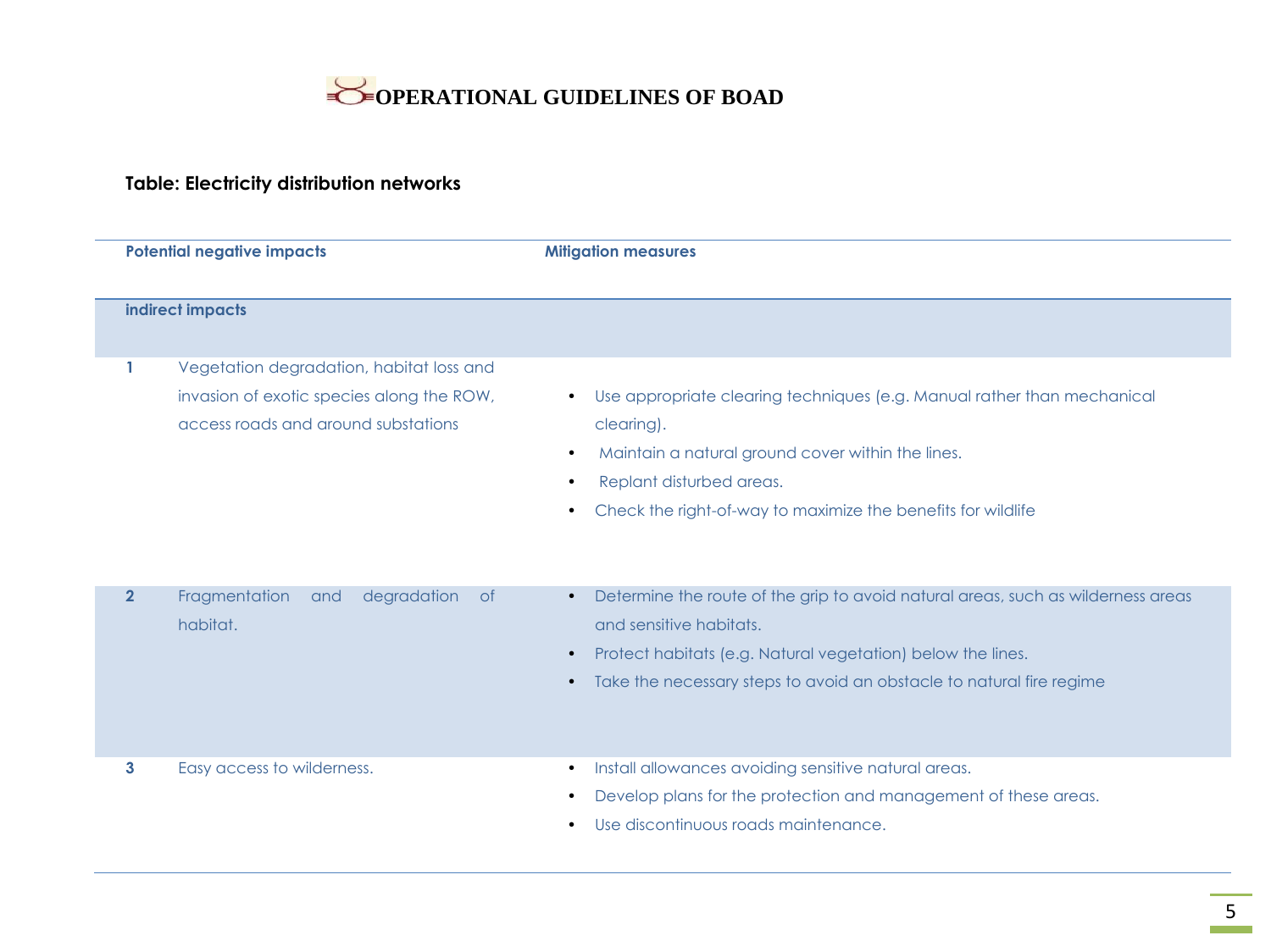# OPERATIONAL GUIDELINES OF BOAD

**Table: Electricity distribution networks**

| | Potential negative impacts | Mitigation measures |
|---|---|---|
| **indirect impacts** | | |
| 1 | Vegetation degradation, habitat loss and invasion of exotic species along the ROW, access roads and around substations | • Use appropriate clearing techniques (e.g. Manual rather than mechanical clearing).<br>• Maintain a natural ground cover within the lines.<br>• Replant disturbed areas.<br>• Check the right-of-way to maximize the benefits for wildlife |
| 2 | Fragmentation and degradation of habitat. | • Determine the route of the grip to avoid natural areas, such as wilderness areas and sensitive habitats.<br>• Protect habitats (e.g. Natural vegetation) below the lines.<br>• Take the necessary steps to avoid an obstacle to natural fire regime |
| 3 | Easy access to wilderness. | • Install allowances avoiding sensitive natural areas.<br>• Develop plans for the protection and management of these areas.<br>• Use discontinuous roads maintenance. |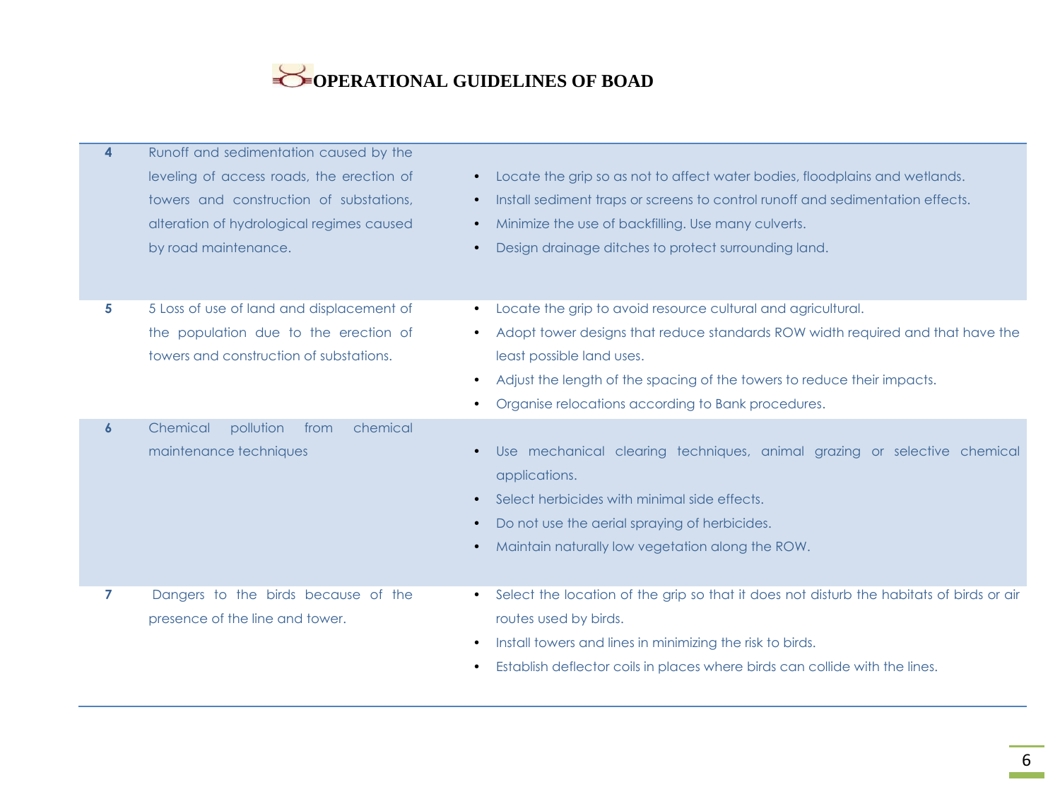# OPERATIONAL GUIDELINES OF BOAD

| | | |
|---|---|---|
| 4 | Runoff and sedimentation caused by the leveling of access roads, the erection of towers and construction of substations, alteration of hydrological regimes caused by road maintenance. | • Locate the grip so as not to affect water bodies, floodplains and wetlands.<br>• Install sediment traps or screens to control runoff and sedimentation effects.<br>• Minimize the use of backfilling. Use many culverts.<br>• Design drainage ditches to protect surrounding land. |
| 5 | 5 Loss of use of land and displacement of the population due to the erection of towers and construction of substations. | • Locate the grip to avoid resource cultural and agricultural.<br>• Adopt tower designs that reduce standards ROW width required and that have the least possible land uses.<br>• Adjust the length of the spacing of the towers to reduce their impacts.<br>• Organise relocations according to Bank procedures. |
| 6 | Chemical pollution from chemical maintenance techniques | • Use mechanical clearing techniques, animal grazing or selective chemical applications.<br>• Select herbicides with minimal side effects.<br>• Do not use the aerial spraying of herbicides.<br>• Maintain naturally low vegetation along the ROW. |
| 7 | Dangers to the birds because of the presence of the line and tower. | • Select the location of the grip so that it does not disturb the habitats of birds or air routes used by birds.<br>• Install towers and lines in minimizing the risk to birds.<br>• Establish deflector coils in places where birds can collide with the lines. |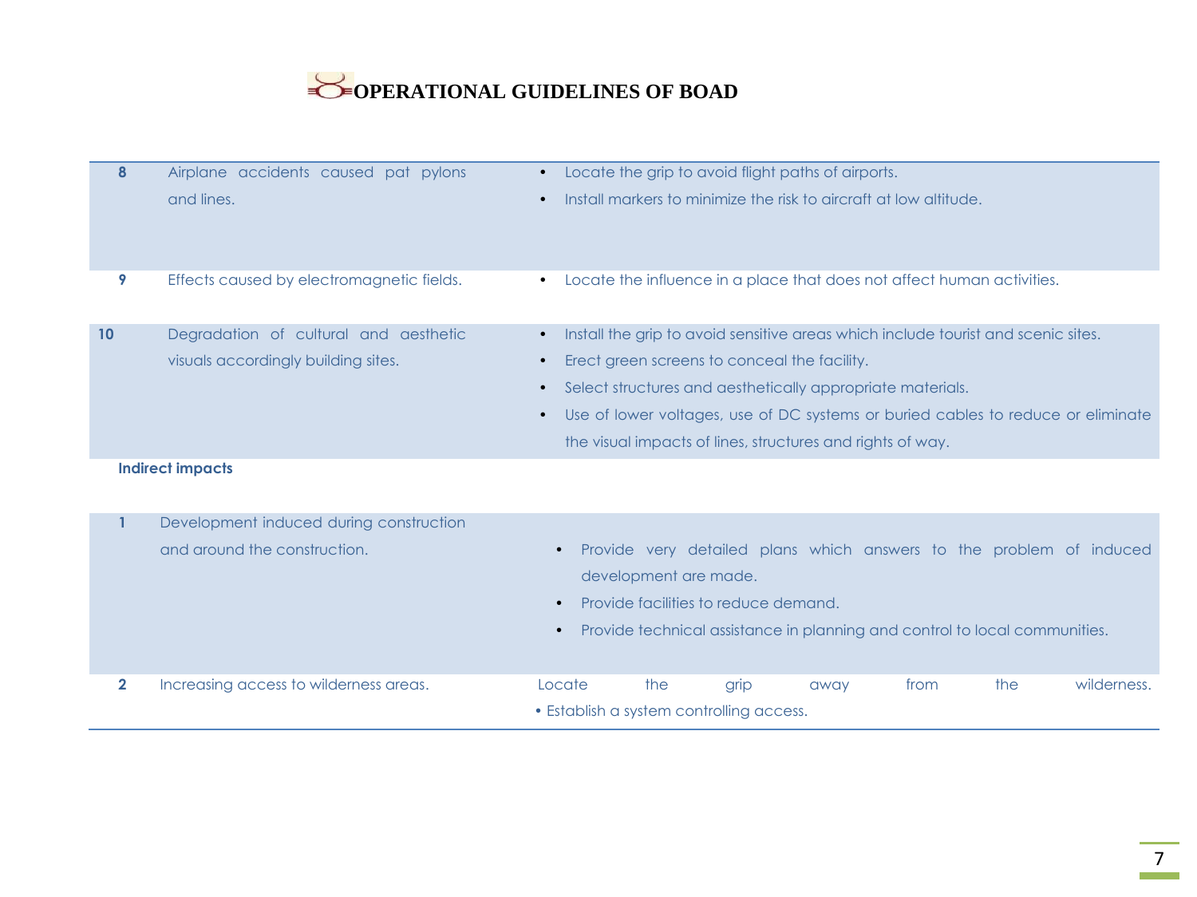# OPERATIONAL GUIDELINES OF BOAD

| | | |
|---|---|---|
| **8** | Airplane accidents caused pat pylons and lines. | • Locate the grip to avoid flight paths of airports.<br>• Install markers to minimize the risk to aircraft at low altitude. |
| **9** | Effects caused by electromagnetic fields. | • Locate the influence in a place that does not affect human activities. |
| **10** | Degradation of cultural and aesthetic visuals accordingly building sites. | • Install the grip to avoid sensitive areas which include tourist and scenic sites.<br>• Erect green screens to conceal the facility.<br>• Select structures and aesthetically appropriate materials.<br>• Use of lower voltages, use of DC systems or buried cables to reduce or eliminate the visual impacts of lines, structures and rights of way. |
| **Indirect impacts** | | |
| **1** | Development induced during construction and around the construction. | • Provide very detailed plans which answers to the problem of induced development are made.<br>• Provide facilities to reduce demand.<br>• Provide technical assistance in planning and control to local communities. |
| **2** | Increasing access to wilderness areas. | Locate the grip away from the wilderness.<br>• Establish a system controlling access. |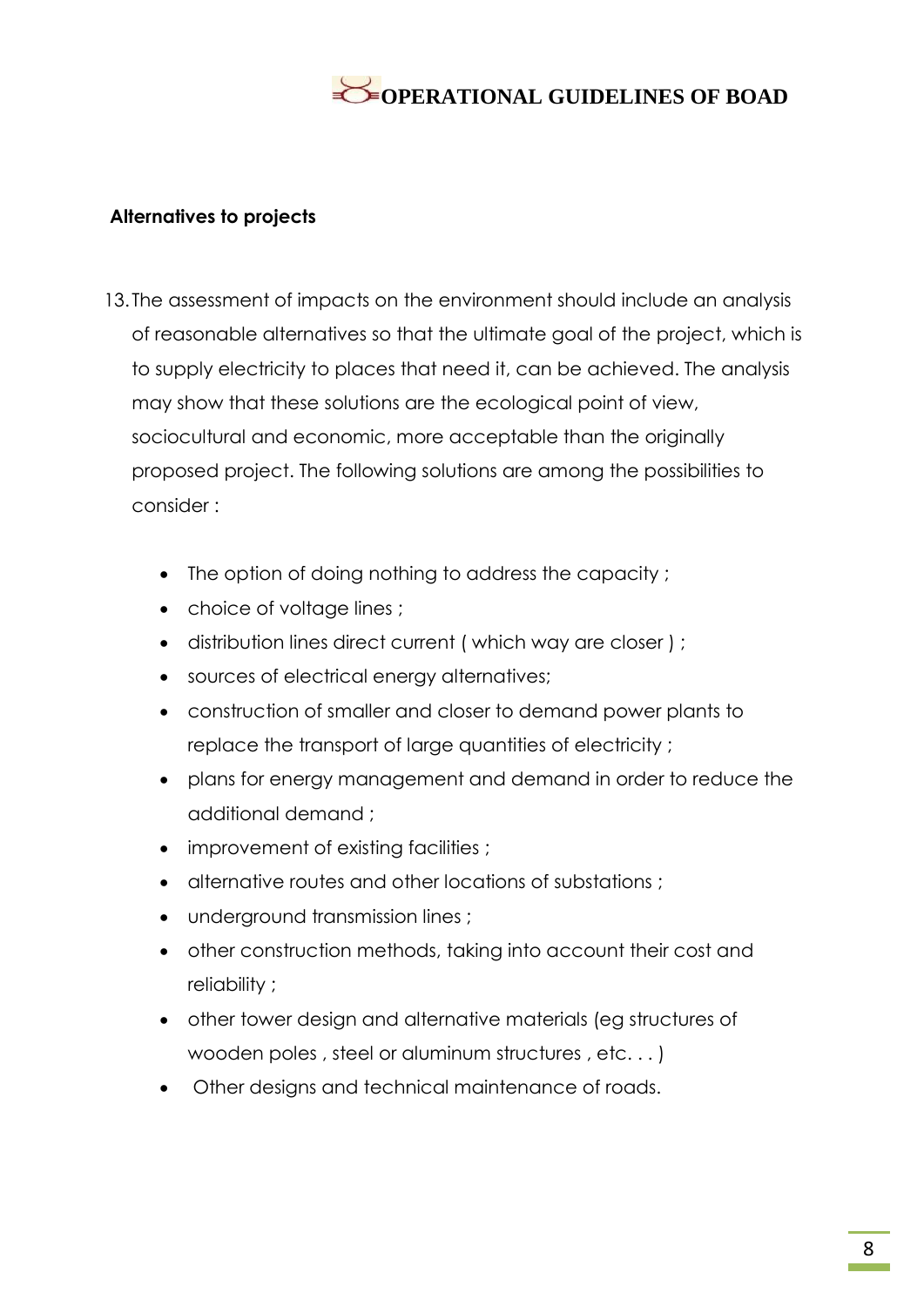## Alternatives to projects

13. The assessment of impacts on the environment should include an analysis of reasonable alternatives so that the ultimate goal of the project, which is to supply electricity to places that need it, can be achieved. The analysis may show that these solutions are the ecological point of view, sociocultural and economic, more acceptable than the originally proposed project. The following solutions are among the possibilities to consider :

    - The option of doing nothing to address the capacity ;
    - choice of voltage lines ;
    - distribution lines direct current ( which way are closer ) ;
    - sources of electrical energy alternatives;
    - construction of smaller and closer to demand power plants to replace the transport of large quantities of electricity ;
    - plans for energy management and demand in order to reduce the additional demand ;
    - improvement of existing facilities ;
    - alternative routes and other locations of substations ;
    - underground transmission lines ;
    - other construction methods, taking into account their cost and reliability ;
    - other tower design and alternative materials (eg structures of wooden poles , steel or aluminum structures , etc. . . )
    - Other designs and technical maintenance of roads.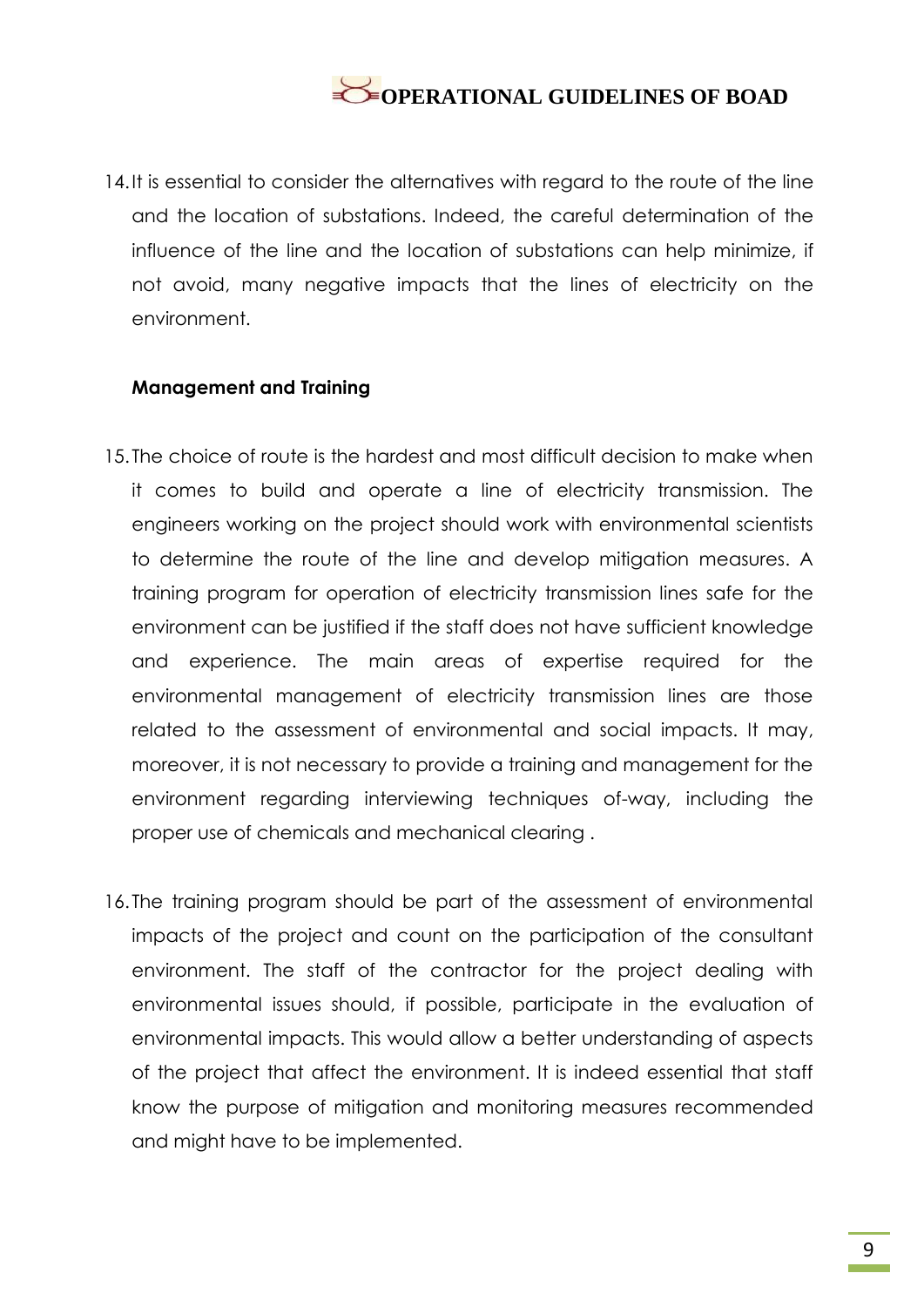14. It is essential to consider the alternatives with regard to the route of the line and the location of substations. Indeed, the careful determination of the influence of the line and the location of substations can help minimize, if not avoid, many negative impacts that the lines of electricity on the environment.

**Management and Training**

15. The choice of route is the hardest and most difficult decision to make when it comes to build and operate a line of electricity transmission. The engineers working on the project should work with environmental scientists to determine the route of the line and develop mitigation measures. A training program for operation of electricity transmission lines safe for the environment can be justified if the staff does not have sufficient knowledge and experience. The main areas of expertise required for the environmental management of electricity transmission lines are those related to the assessment of environmental and social impacts. It may, moreover, it is not necessary to provide a training and management for the environment regarding interviewing techniques of-way, including the proper use of chemicals and mechanical clearing .

16. The training program should be part of the assessment of environmental impacts of the project and count on the participation of the consultant environment. The staff of the contractor for the project dealing with environmental issues should, if possible, participate in the evaluation of environmental impacts. This would allow a better understanding of aspects of the project that affect the environment. It is indeed essential that staff know the purpose of mitigation and monitoring measures recommended and might have to be implemented.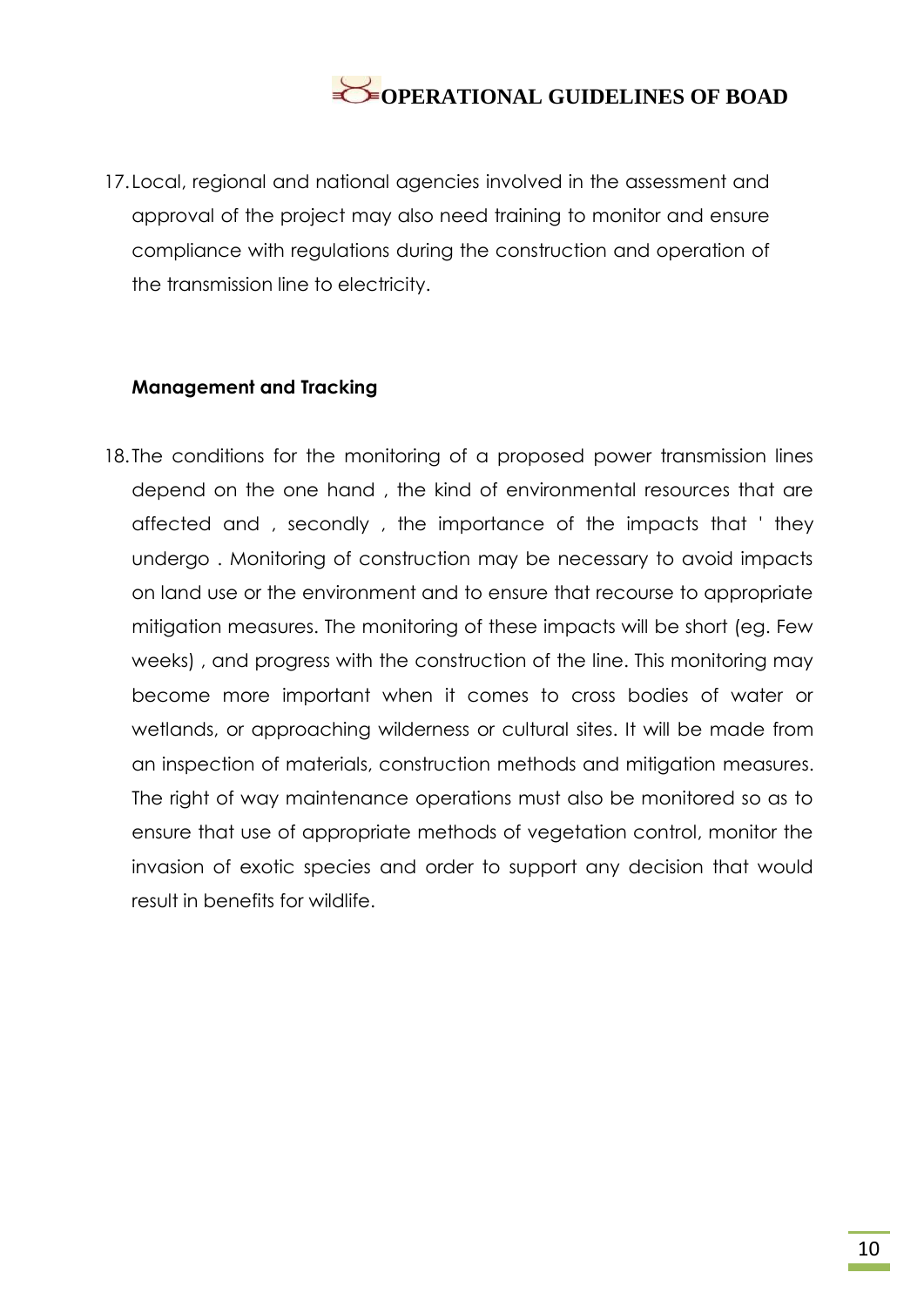17. Local, regional and national agencies involved in the assessment and approval of the project may also need training to monitor and ensure compliance with regulations during the construction and operation of the transmission line to electricity.

**Management and Tracking**

18. The conditions for the monitoring of a proposed power transmission lines depend on the one hand , the kind of environmental resources that are affected and , secondly , the importance of the impacts that ' they undergo . Monitoring of construction may be necessary to avoid impacts on land use or the environment and to ensure that recourse to appropriate mitigation measures. The monitoring of these impacts will be short (eg. Few weeks) , and progress with the construction of the line. This monitoring may become more important when it comes to cross bodies of water or wetlands, or approaching wilderness or cultural sites. It will be made from an inspection of materials, construction methods and mitigation measures. The right of way maintenance operations must also be monitored so as to ensure that use of appropriate methods of vegetation control, monitor the invasion of exotic species and order to support any decision that would result in benefits for wildlife.